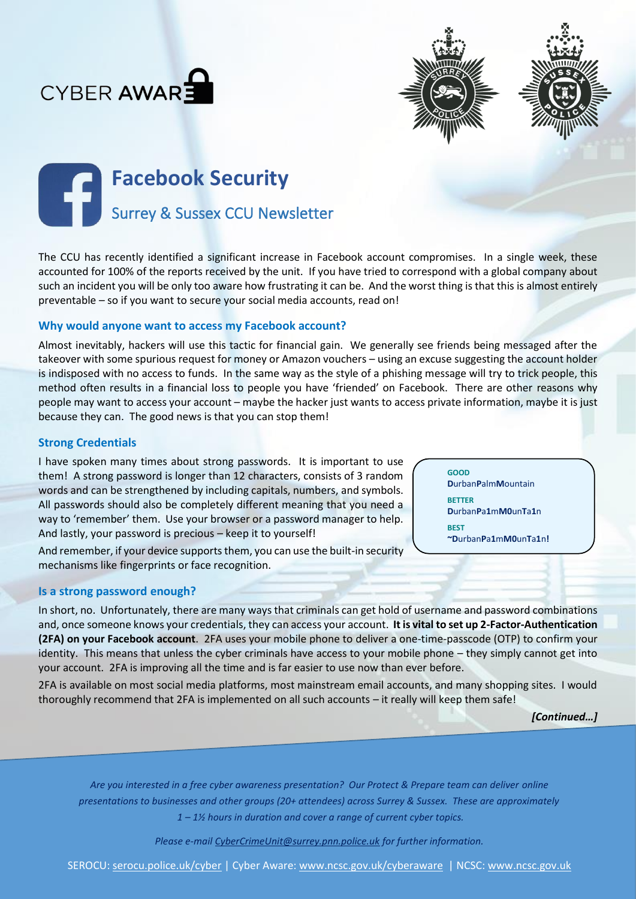CYBER AWARE

# Facebook Security

## Surrey & Sussex CCU Newsletter

The CCU has recently identified a significant increase in Facebook account compromises. In a single week, these accounted for 100% of the reports received by the unit. If you have tried to correspond with a global company about such an incident you will be only too aware how frustrating it can be. And the worst thing is that this is almost entirely preventable – so if you want to secure your social media accounts, read on!

### Why would anyone want to access my Facebook account?

Almost inevitably, hackers will use this tactic for financial gain. We generally see friends being messaged after the takeover with some spurious request for money or Amazon vouchers – using an excuse suggesting the account holder is indisposed with no access to funds. In the same way as the style of a phishing message will try to trick people, this method often results in a financial loss to people you have 'friended' on Facebook. There are other reasons why people may want to access your account – maybe the hacker just wants to access private information, maybe it is just because they can. The good news is that you can stop them!

### Strong Credentials

I have spoken many times about strong passwords. It is important to use them! A strong password is longer than 12 characters, consists of 3 random words and can be strengthened by including capitals, numbers, and symbols. All passwords should also be completely different meaning that you need a way to 'remember' them. Use your browser or a password manager to help. And lastly, your password is precious – keep it to yourself!

And remember, if your device supports them, you can use the built-in security mechanisms like fingerprints or face recognition.

**GOOD**
**D**urban**P**alm**M**ountain

**BETTER**
**D**urban**P**a**1**m**M0**unT**a1**n

**BEST**
**~D**urban**P**a**1**m**M0**unT**a1**n**!**

### Is a strong password enough?

In short, no. Unfortunately, there are many ways that criminals can get hold of username and password combinations and, once someone knows your credentials, they can access your account. **It is vital to set up 2-Factor-Authentication (2FA) on your Facebook account**. 2FA uses your mobile phone to deliver a one-time-passcode (OTP) to confirm your identity. This means that unless the cyber criminals have access to your mobile phone – they simply cannot get into your account. 2FA is improving all the time and is far easier to use now than ever before.

2FA is available on most social media platforms, most mainstream email accounts, and many shopping sites. I would thoroughly recommend that 2FA is implemented on all such accounts – it really will keep them safe!

***[Continued…]***

*Are you interested in a free cyber awareness presentation? Our Protect & Prepare team can deliver online presentations to businesses and other groups (20+ attendees) across Surrey & Sussex. These are approximately 1 – 1½ hours in duration and cover a range of current cyber topics.*

*Please e-mail CyberCrimeUnit@surrey.pnn.police.uk for further information.*

SEROCU: serocu.police.uk/cyber | Cyber Aware: www.ncsc.gov.uk/cyberaware | NCSC: www.ncsc.gov.uk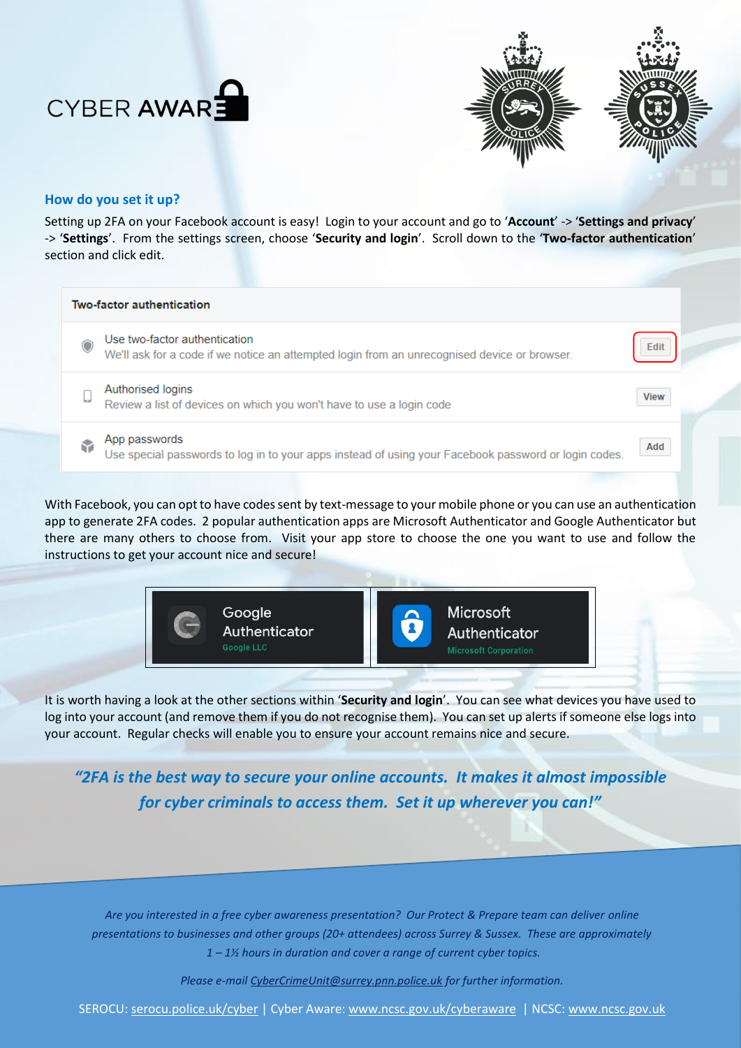CYBER AWARE

## How do you set it up?

Setting up 2FA on your Facebook account is easy! Login to your account and go to '**Account**' -> '**Settings and privacy**' -> '**Settings**'. From the settings screen, choose '**Security and login**'. Scroll down to the '**Two-factor authentication**' section and click edit.

**Two-factor authentication**

Use two-factor authentication
We'll ask for a code if we notice an attempted login from an unrecognised device or browser. — Edit

Authorised logins
Review a list of devices on which you won't have to use a login code — View

App passwords
Use special passwords to log in to your apps instead of using your Facebook password or login codes. — Add

With Facebook, you can opt to have codes sent by text-message to your mobile phone or you can use an authentication app to generate 2FA codes. 2 popular authentication apps are Microsoft Authenticator and Google Authenticator but there are many others to choose from. Visit your app store to choose the one you want to use and follow the instructions to get your account nice and secure!

Google Authenticator
Google LLC

Microsoft Authenticator
Microsoft Corporation

It is worth having a look at the other sections within '**Security and login**'. You can see what devices you have used to log into your account (and remove them if you do not recognise them). You can set up alerts if someone else logs into your account. Regular checks will enable you to ensure your account remains nice and secure.

***"2FA is the best way to secure your online accounts. It makes it almost impossible for cyber criminals to access them. Set it up wherever you can!"***

*Are you interested in a free cyber awareness presentation? Our Protect & Prepare team can deliver online presentations to businesses and other groups (20+ attendees) across Surrey & Sussex. These are approximately 1 – 1½ hours in duration and cover a range of current cyber topics.*

*Please e-mail CyberCrimeUnit@surrey.pnn.police.uk for further information.*

SEROCU: serocu.police.uk/cyber | Cyber Aware: www.ncsc.gov.uk/cyberaware | NCSC: www.ncsc.gov.uk